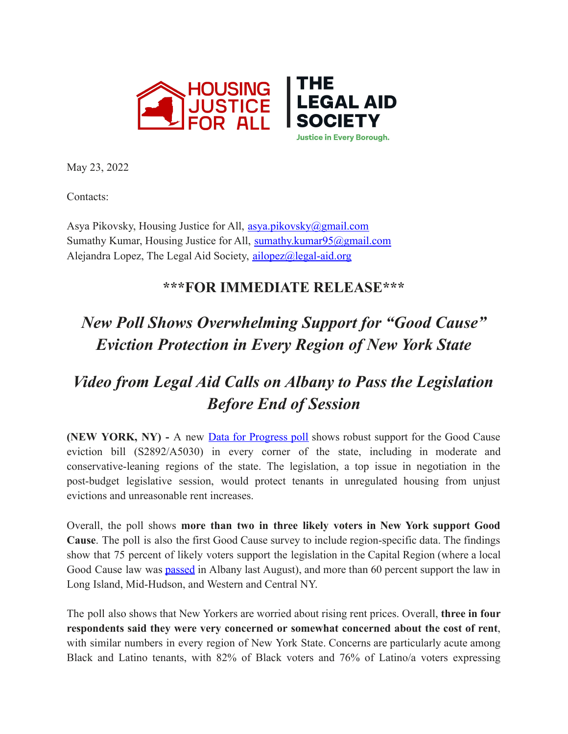HOUSING JUSTICE FOR ALL | THE LEGAL AID SOCIETY

Justice in Every Borough.

May 23, 2022

Contacts:

Asya Pikovsky, Housing Justice for All, [asya.pikovsky@gmail.com](mailto:asya.pikovsky@gmail.com)
Sumathy Kumar, Housing Justice for All, [sumathy.kumar95@gmail.com](mailto:sumathy.kumar95@gmail.com)
Alejandra Lopez, The Legal Aid Society, [ailopez@legal-aid.org](mailto:ailopez@legal-aid.org)

**\*\*\*FOR IMMEDIATE RELEASE\*\*\***

# *New Poll Shows Overwhelming Support for "Good Cause" Eviction Protection in Every Region of New York State*

## *Video from Legal Aid Calls on Albany to Pass the Legislation Before End of Session*

**(NEW YORK, NY) -** A new Data for Progress poll shows robust support for the Good Cause eviction bill (S2892/A5030) in every corner of the state, including in moderate and conservative-leaning regions of the state. The legislation, a top issue in negotiation in the post-budget legislative session, would protect tenants in unregulated housing from unjust evictions and unreasonable rent increases.

Overall, the poll shows **more than two in three likely voters in New York support Good Cause**. The poll is also the first Good Cause survey to include region-specific data. The findings show that 75 percent of likely voters support the legislation in the Capital Region (where a local Good Cause law was passed in Albany last August), and more than 60 percent support the law in Long Island, Mid-Hudson, and Western and Central NY.

The poll also shows that New Yorkers are worried about rising rent prices. Overall, **three in four respondents said they were very concerned or somewhat concerned about the cost of rent**, with similar numbers in every region of New York State. Concerns are particularly acute among Black and Latino tenants, with 82% of Black voters and 76% of Latino/a voters expressing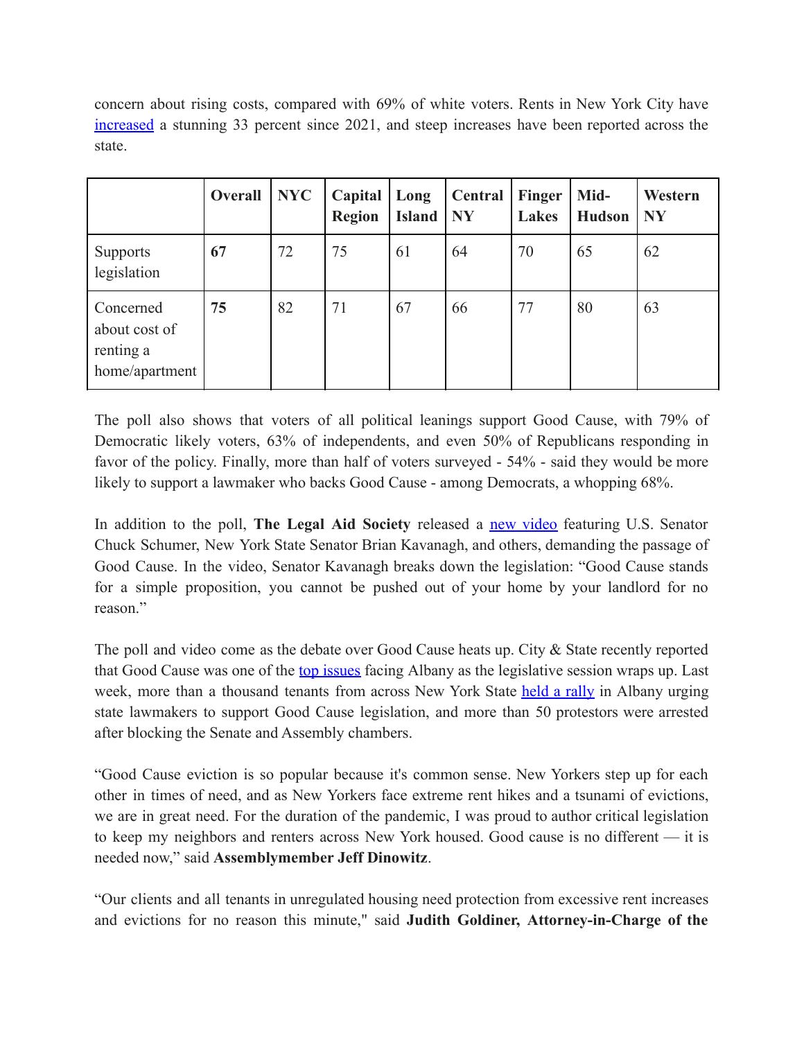concern about rising costs, compared with 69% of white voters. Rents in New York City have increased a stunning 33 percent since 2021, and steep increases have been reported across the state.

| | Overall | NYC | Capital Region | Long Island | Central NY | Finger Lakes | Mid-Hudson | Western NY |
|---|---|---|---|---|---|---|---|---|
| Supports legislation | **67** | 72 | 75 | 61 | 64 | 70 | 65 | 62 |
| Concerned about cost of renting a home/apartment | **75** | 82 | 71 | 67 | 66 | 77 | 80 | 63 |

The poll also shows that voters of all political leanings support Good Cause, with 79% of Democratic likely voters, 63% of independents, and even 50% of Republicans responding in favor of the policy. Finally, more than half of voters surveyed - 54% - said they would be more likely to support a lawmaker who backs Good Cause - among Democrats, a whopping 68%.

In addition to the poll, **The Legal Aid Society** released a new video featuring U.S. Senator Chuck Schumer, New York State Senator Brian Kavanagh, and others, demanding the passage of Good Cause. In the video, Senator Kavanagh breaks down the legislation: "Good Cause stands for a simple proposition, you cannot be pushed out of your home by your landlord for no reason."

The poll and video come as the debate over Good Cause heats up. City & State recently reported that Good Cause was one of the top issues facing Albany as the legislative session wraps up. Last week, more than a thousand tenants from across New York State held a rally in Albany urging state lawmakers to support Good Cause legislation, and more than 50 protestors were arrested after blocking the Senate and Assembly chambers.

"Good Cause eviction is so popular because it's common sense. New Yorkers step up for each other in times of need, and as New Yorkers face extreme rent hikes and a tsunami of evictions, we are in great need. For the duration of the pandemic, I was proud to author critical legislation to keep my neighbors and renters across New York housed. Good cause is no different — it is needed now," said **Assemblymember Jeff Dinowitz**.

"Our clients and all tenants in unregulated housing need protection from excessive rent increases and evictions for no reason this minute," said **Judith Goldiner, Attorney-in-Charge of the**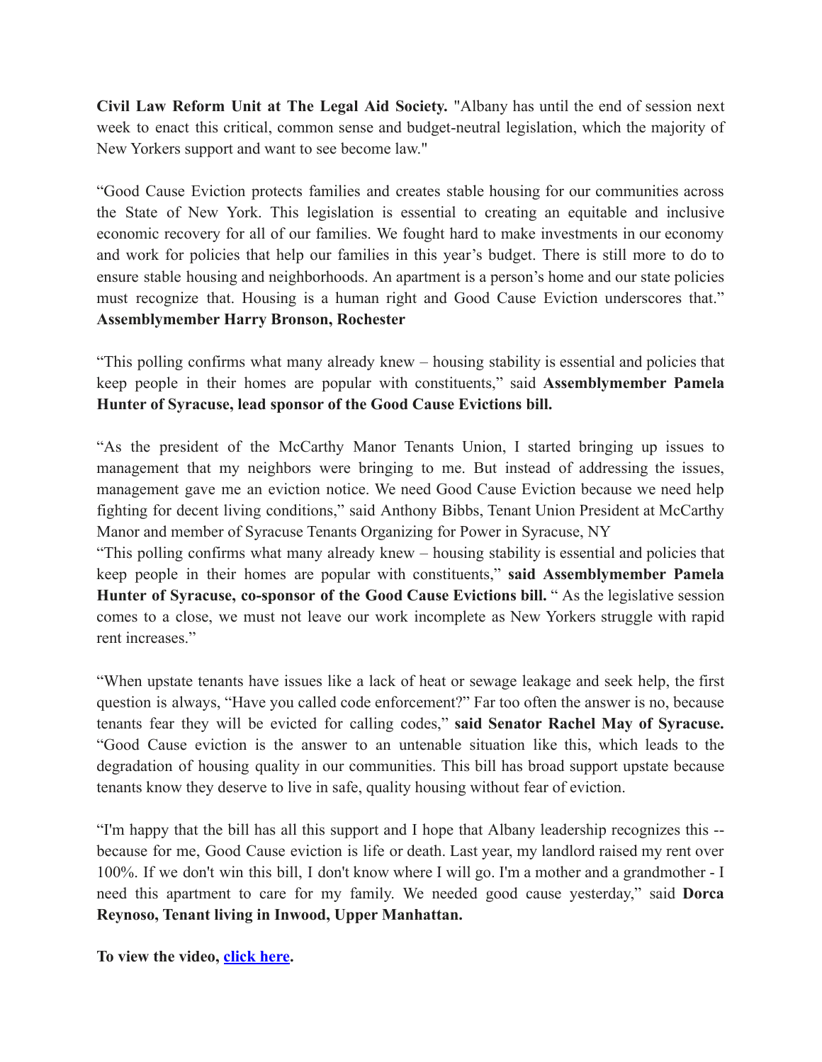**Civil Law Reform Unit at The Legal Aid Society.** "Albany has until the end of session next week to enact this critical, common sense and budget-neutral legislation, which the majority of New Yorkers support and want to see become law."

“Good Cause Eviction protects families and creates stable housing for our communities across the State of New York. This legislation is essential to creating an equitable and inclusive economic recovery for all of our families. We fought hard to make investments in our economy and work for policies that help our families in this year’s budget. There is still more to do to ensure stable housing and neighborhoods. An apartment is a person’s home and our state policies must recognize that. Housing is a human right and Good Cause Eviction underscores that.” **Assemblymember Harry Bronson, Rochester**

“This polling confirms what many already knew – housing stability is essential and policies that keep people in their homes are popular with constituents,” said **Assemblymember Pamela Hunter of Syracuse, lead sponsor of the Good Cause Evictions bill.**

“As the president of the McCarthy Manor Tenants Union, I started bringing up issues to management that my neighbors were bringing to me. But instead of addressing the issues, management gave me an eviction notice. We need Good Cause Eviction because we need help fighting for decent living conditions,” said Anthony Bibbs, Tenant Union President at McCarthy Manor and member of Syracuse Tenants Organizing for Power in Syracuse, NY
“This polling confirms what many already knew – housing stability is essential and policies that keep people in their homes are popular with constituents,” **said Assemblymember Pamela Hunter of Syracuse, co-sponsor of the Good Cause Evictions bill.** “ As the legislative session comes to a close, we must not leave our work incomplete as New Yorkers struggle with rapid rent increases.”

“When upstate tenants have issues like a lack of heat or sewage leakage and seek help, the first question is always, “Have you called code enforcement?” Far too often the answer is no, because tenants fear they will be evicted for calling codes,” **said Senator Rachel May of Syracuse.** “Good Cause eviction is the answer to an untenable situation like this, which leads to the degradation of housing quality in our communities. This bill has broad support upstate because tenants know they deserve to live in safe, quality housing without fear of eviction.

“I'm happy that the bill has all this support and I hope that Albany leadership recognizes this -- because for me, Good Cause eviction is life or death. Last year, my landlord raised my rent over 100%. If we don't win this bill, I don't know where I will go. I'm a mother and a grandmother - I need this apartment to care for my family. We needed good cause yesterday,” said **Dorca Reynoso, Tenant living in Inwood, Upper Manhattan.**

**To view the video, click here.**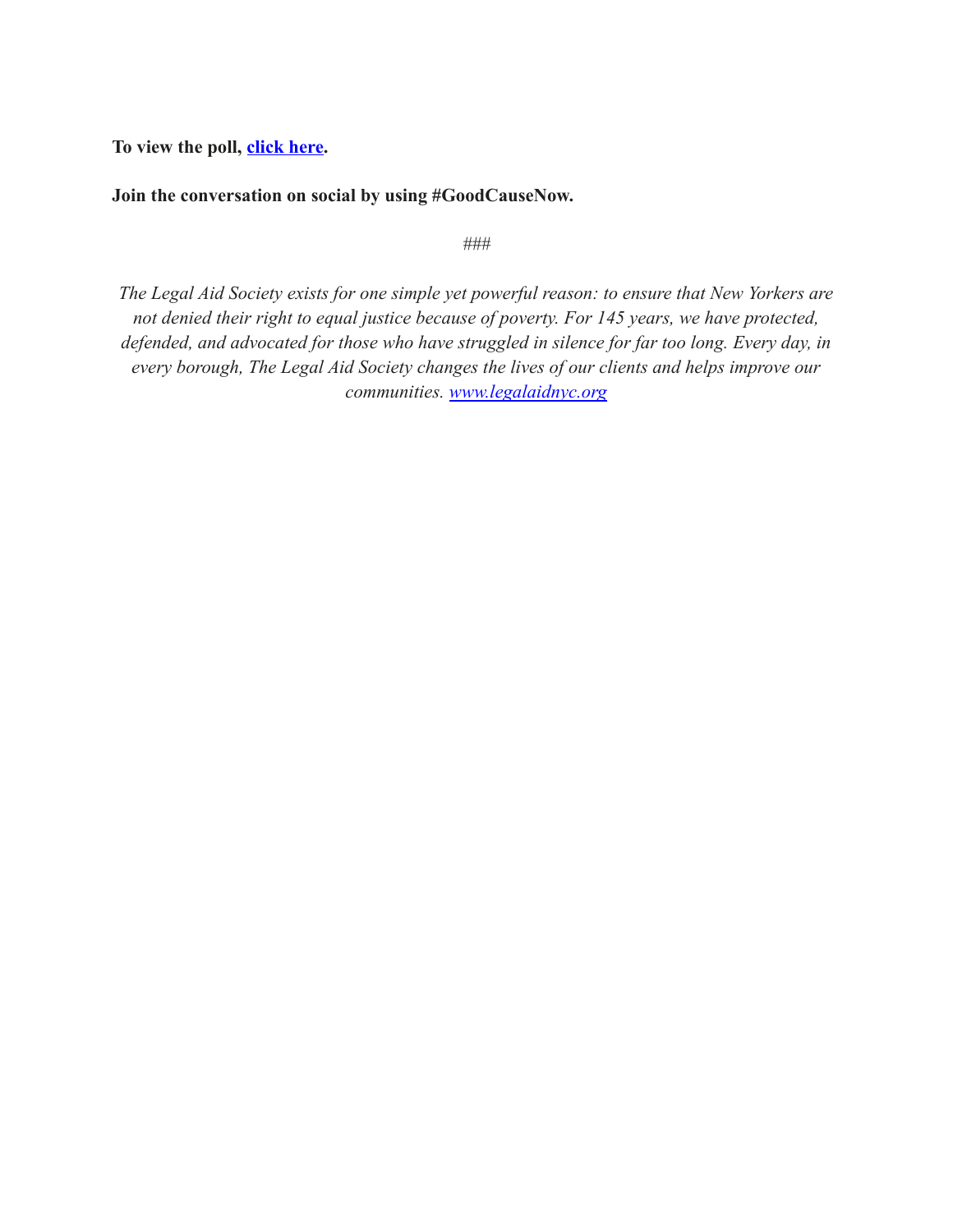**To view the poll, click here.**

**Join the conversation on social by using #GoodCauseNow.**

###

*The Legal Aid Society exists for one simple yet powerful reason: to ensure that New Yorkers are not denied their right to equal justice because of poverty. For 145 years, we have protected, defended, and advocated for those who have struggled in silence for far too long. Every day, in every borough, The Legal Aid Society changes the lives of our clients and helps improve our communities. www.legalaidnyc.org*